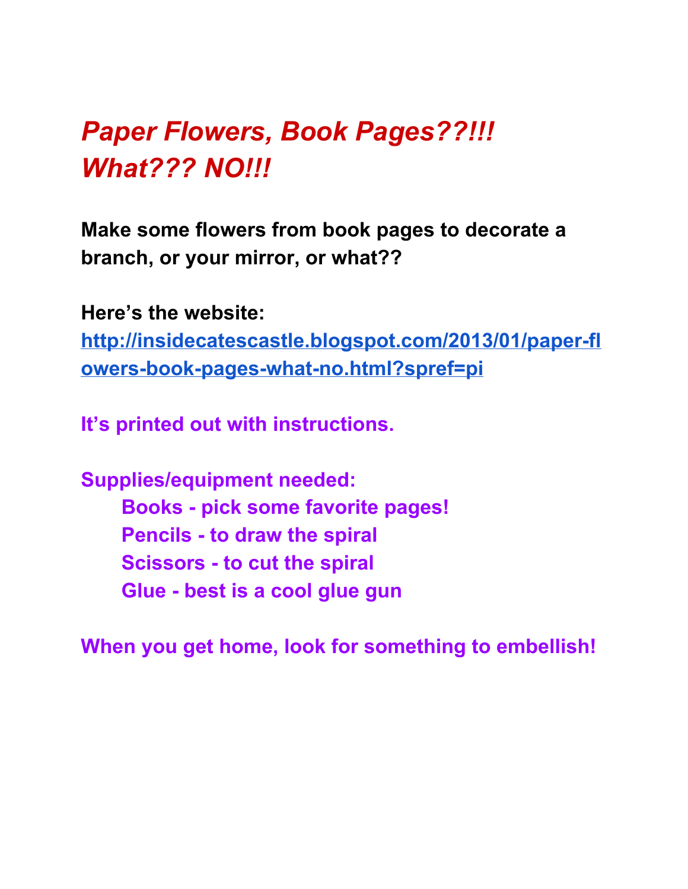# *Paper Flowers, Book Pages??!!! What??? NO!!!*

**Make some flowers from book pages to decorate a branch, or your mirror, or what??**

**Here's the website:**
**[http://insidecatescastle.blogspot.com/2013/01/paper-flowers-book-pages-what-no.html?spref=pi](http://insidecatescastle.blogspot.com/2013/01/paper-flowers-book-pages-what-no.html?spref=pi)**

**It's printed out with instructions.**

**Supplies/equipment needed:**

- **Books - pick some favorite pages!**
- **Pencils - to draw the spiral**
- **Scissors - to cut the spiral**
- **Glue - best is a cool glue gun**

**When you get home, look for something to embellish!**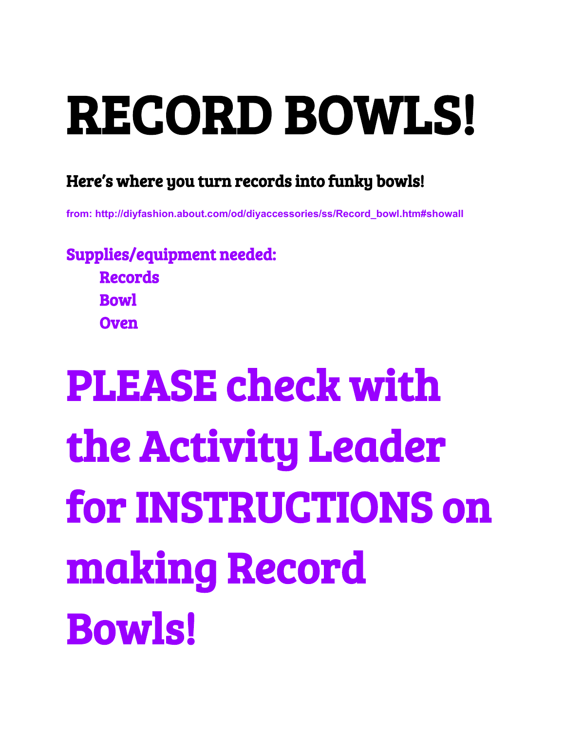# RECORD BOWLS!

### Here's where you turn records into funky bowls!

**from: http://diyfashion.about.com/od/diyaccessories/ss/Record_bowl.htm#showall**

**Supplies/equipment needed:**

- **Records**
- **Bowl**
- **Oven**

# PLEASE check with the Activity Leader for INSTRUCTIONS on making Record Bowls!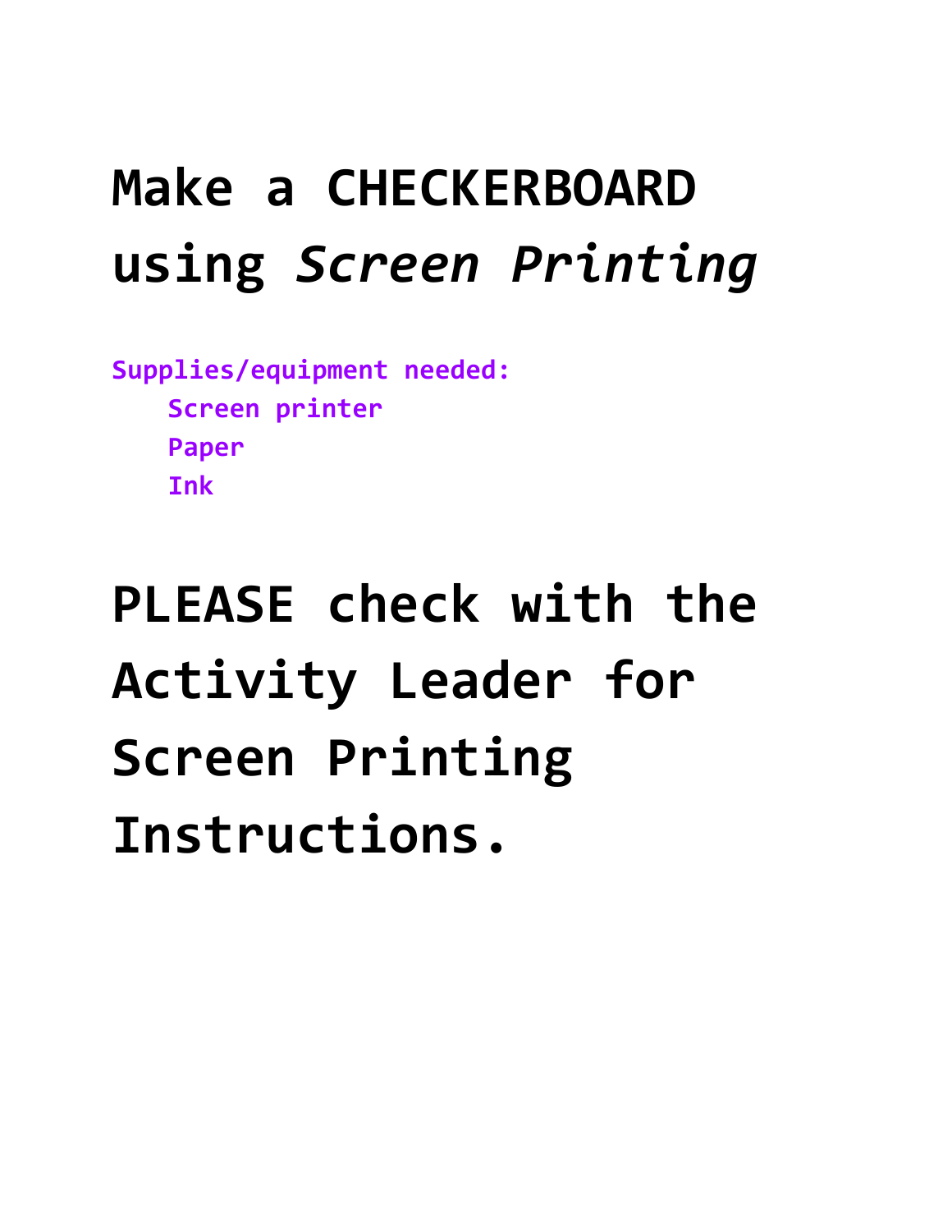# Make a CHECKERBOARD using *Screen Printing*

**Supplies/equipment needed:**

- **Screen printer**
- **Paper**
- **Ink**

# PLEASE check with the Activity Leader for Screen Printing Instructions.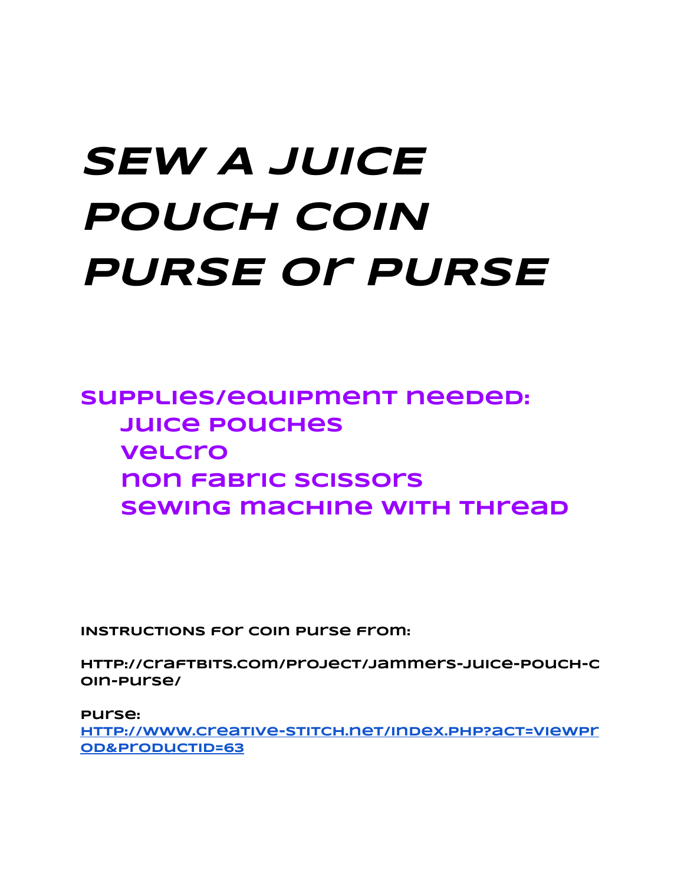# *SEW A JUICE POUCH COIN PURSE or PURSE*

## Supplies/Equipment Needed:

- Juice Pouches
- Velcro
- Non fabric scissors
- Sewing Machine with thread

Instructions for coin purse from:

http://craftbits.com/project/jammers-juice-pouch-coin-purse/

Purse:
http://www.creative-stitch.net/index.php?act=viewprod&productId=63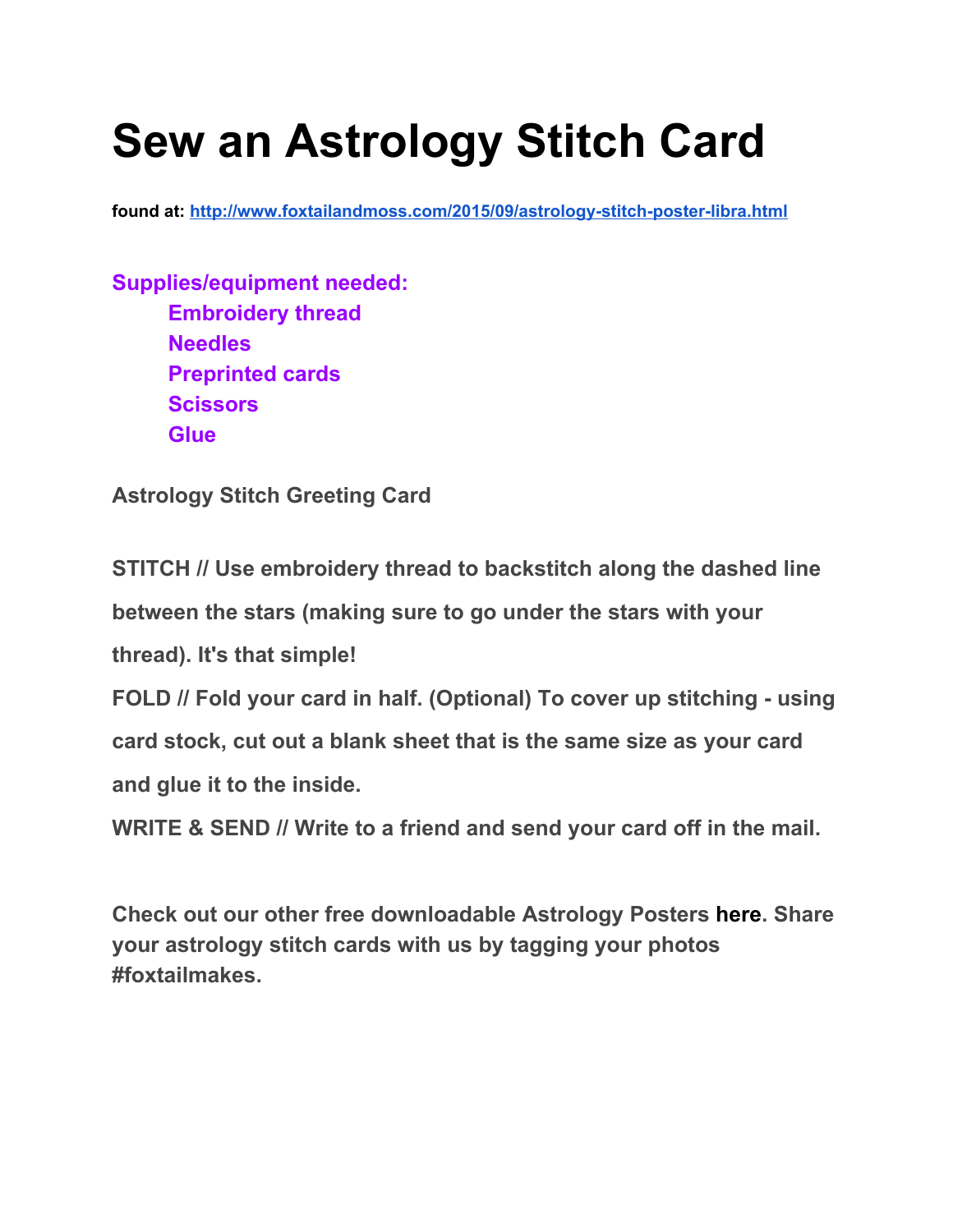# Sew an Astrology Stitch Card

**found at: [http://www.foxtailandmoss.com/2015/09/astrology-stitch-poster-libra.html](http://www.foxtailandmoss.com/2015/09/astrology-stitch-poster-libra.html)**

**Supplies/equipment needed:**

- **Embroidery thread**
- **Needles**
- **Preprinted cards**
- **Scissors**
- **Glue**

**Astrology Stitch Greeting Card**

**STITCH // Use embroidery thread to backstitch along the dashed line between the stars (making sure to go under the stars with your thread). It's that simple!**
**FOLD // Fold your card in half. (Optional) To cover up stitching - using card stock, cut out a blank sheet that is the same size as your card and glue it to the inside.**
**WRITE & SEND // Write to a friend and send your card off in the mail.**

**Check out our other free downloadable Astrology Posters here. Share your astrology stitch cards with us by tagging your photos #foxtailmakes.**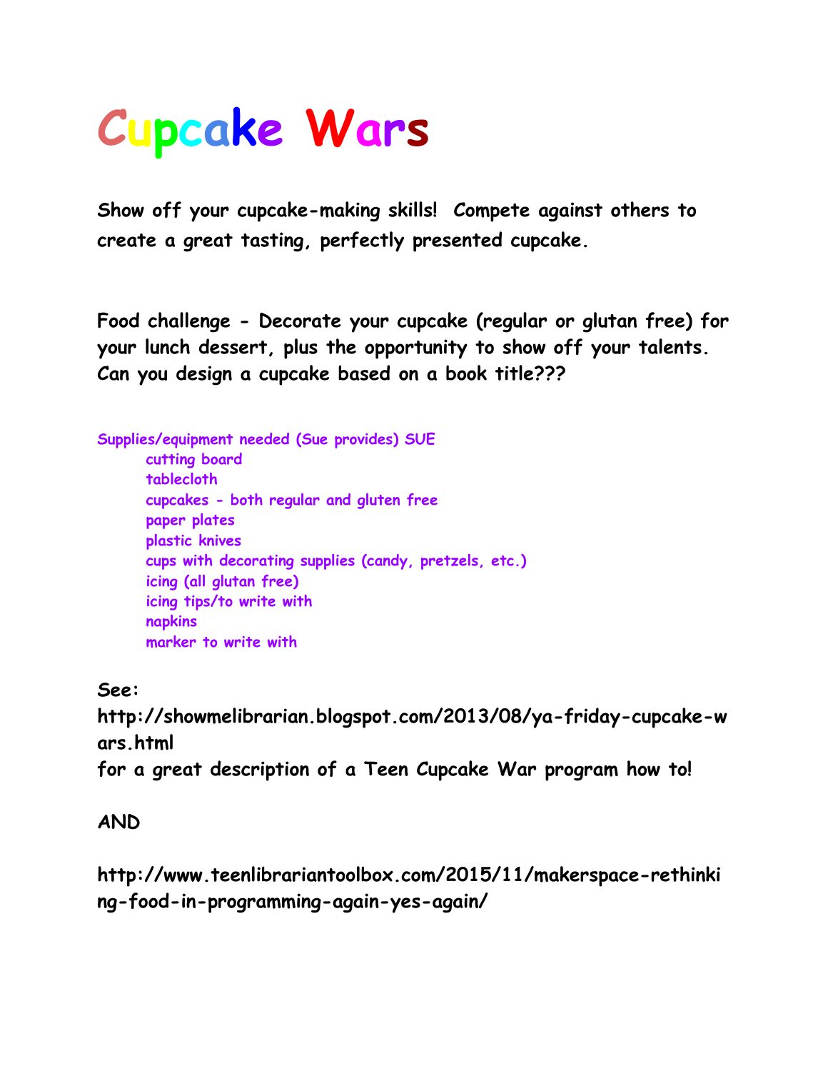# Cupcake Wars

**Show off your cupcake-making skills! Compete against others to create a great tasting, perfectly presented cupcake.**

**Food challenge - Decorate your cupcake (regular or glutan free) for your lunch dessert, plus the opportunity to show off your talents. Can you design a cupcake based on a book title???**

**Supplies/equipment needed (Sue provides) SUE**

- **cutting board**
- **tablecloth**
- **cupcakes - both regular and gluten free**
- **paper plates**
- **plastic knives**
- **cups with decorating supplies (candy, pretzels, etc.)**
- **icing (all glutan free)**
- **icing tips/to write with**
- **napkins**
- **marker to write with**

**See:**
**http://showmelibrarian.blogspot.com/2013/08/ya-friday-cupcake-wars.html**
**for a great description of a Teen Cupcake War program how to!**

**AND**

**http://www.teenlibrariantoolbox.com/2015/11/makerspace-rethinking-food-in-programming-again-yes-again/**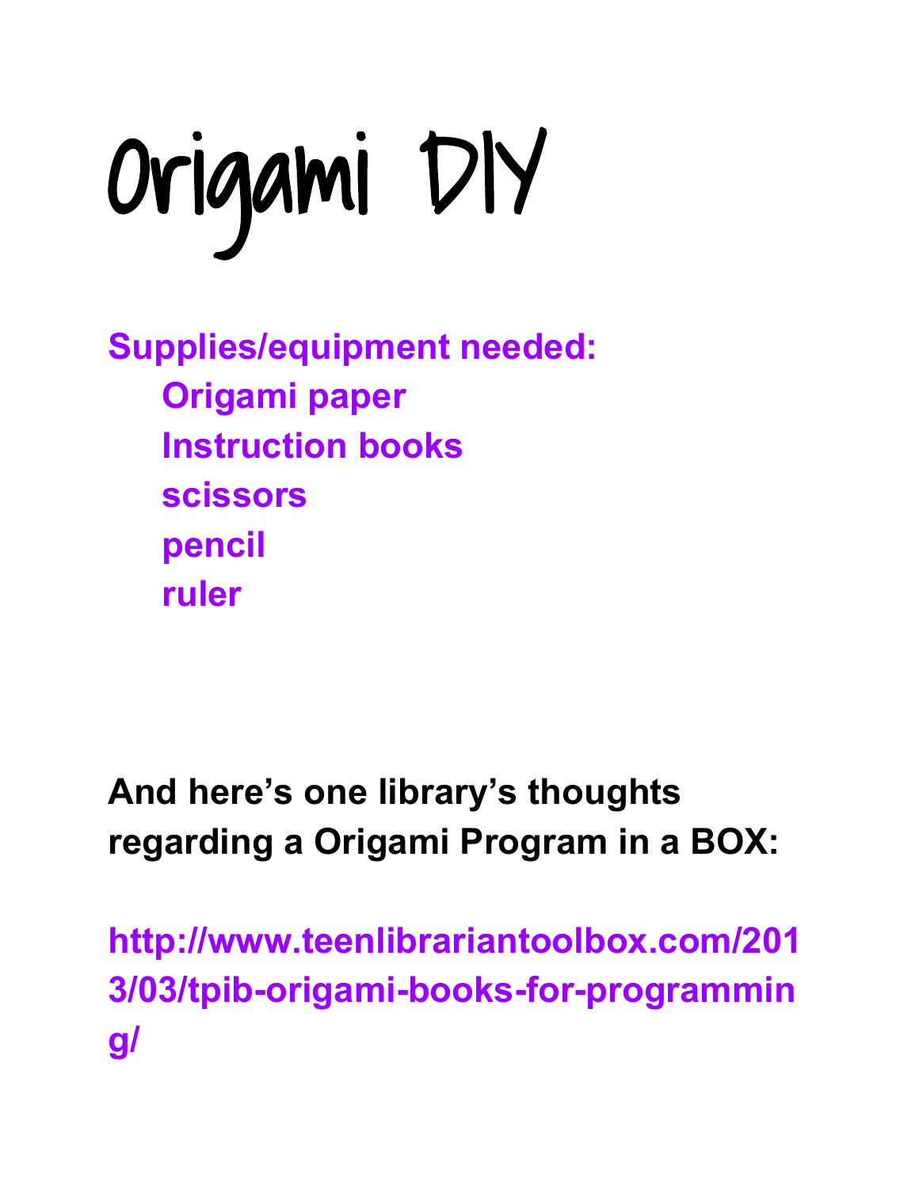# Origami DIY

**Supplies/equipment needed:**

- **Origami paper**
- **Instruction books**
- **scissors**
- **pencil**
- **ruler**

**And here's one library's thoughts regarding a Origami Program in a BOX:**

**http://www.teenlibrariantoolbox.com/2013/03/tpib-origami-books-for-programming/**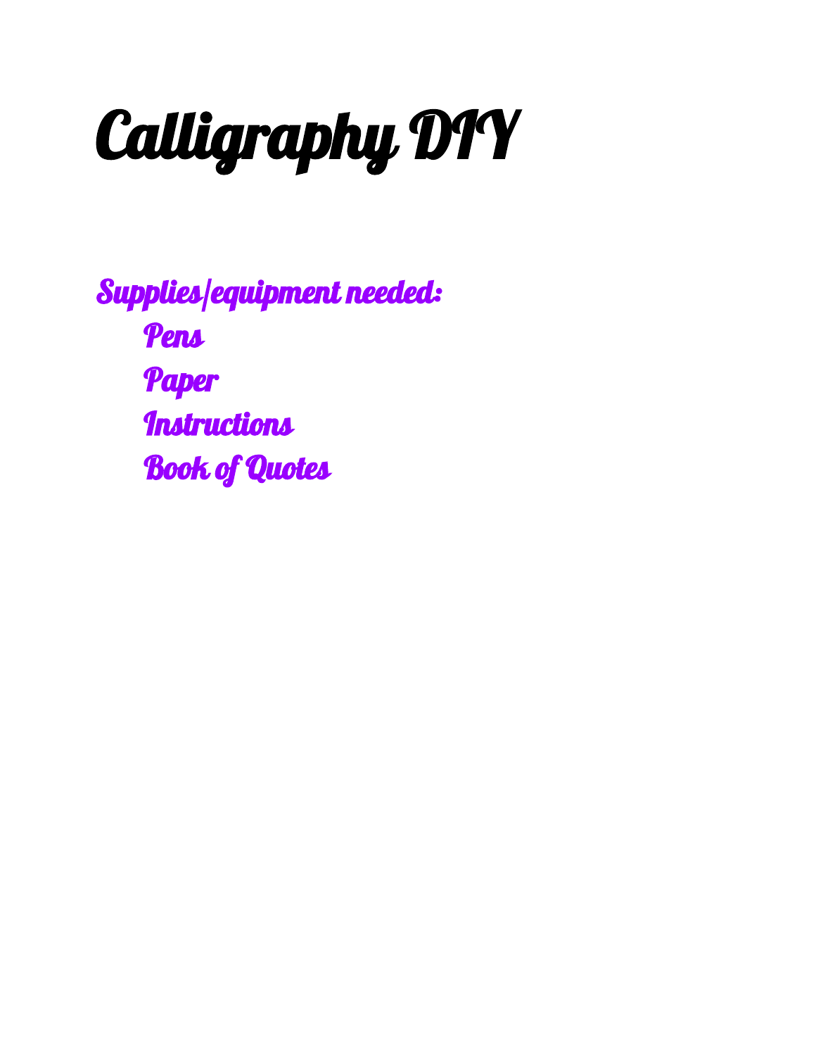# Calligraphy DIY

## Supplies/equipment needed:

- Pens
- Paper
- Instructions
- Book of Quotes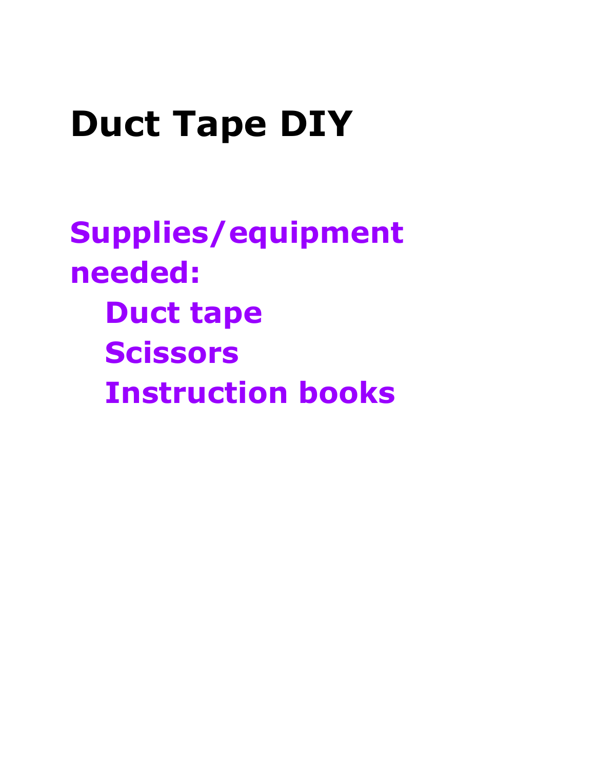# Duct Tape DIY

**Supplies/equipment needed:**

- **Duct tape**
- **Scissors**
- **Instruction books**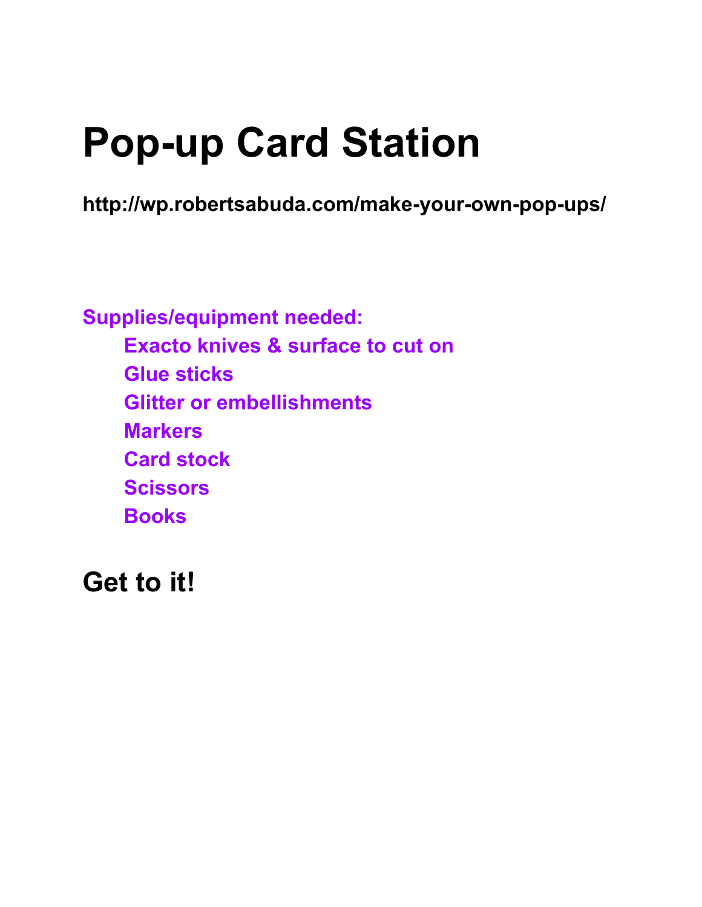# Pop-up Card Station

**http://wp.robertsabuda.com/make-your-own-pop-ups/**

**Supplies/equipment needed:**

- **Exacto knives & surface to cut on**
- **Glue sticks**
- **Glitter or embellishments**
- **Markers**
- **Card stock**
- **Scissors**
- **Books**

## Get to it!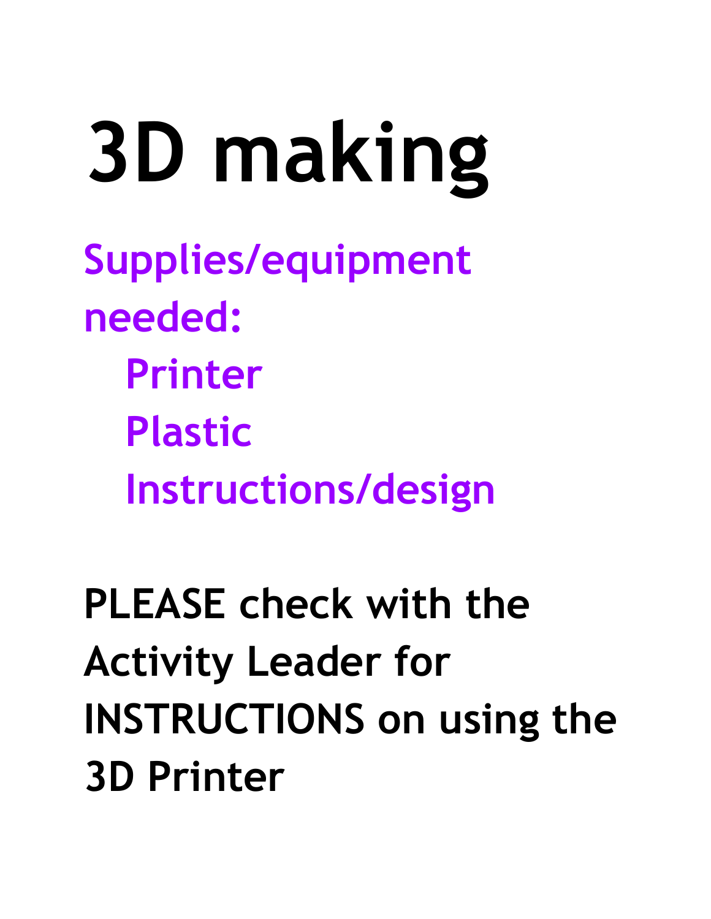# 3D making

**Supplies/equipment needed:**

- **Printer**
- **Plastic**
- **Instructions/design**

**PLEASE check with the Activity Leader for INSTRUCTIONS on using the 3D Printer**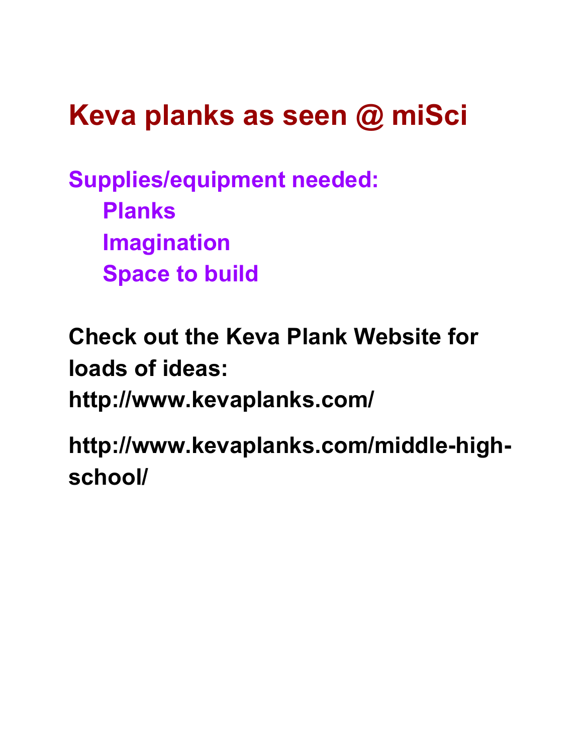# Keva planks as seen @ miSci

**Supplies/equipment needed:**

- Planks
- Imagination
- Space to build

**Check out the Keva Plank Website for loads of ideas:**
**http://www.kevaplanks.com/**

**http://www.kevaplanks.com/middle-high-school/**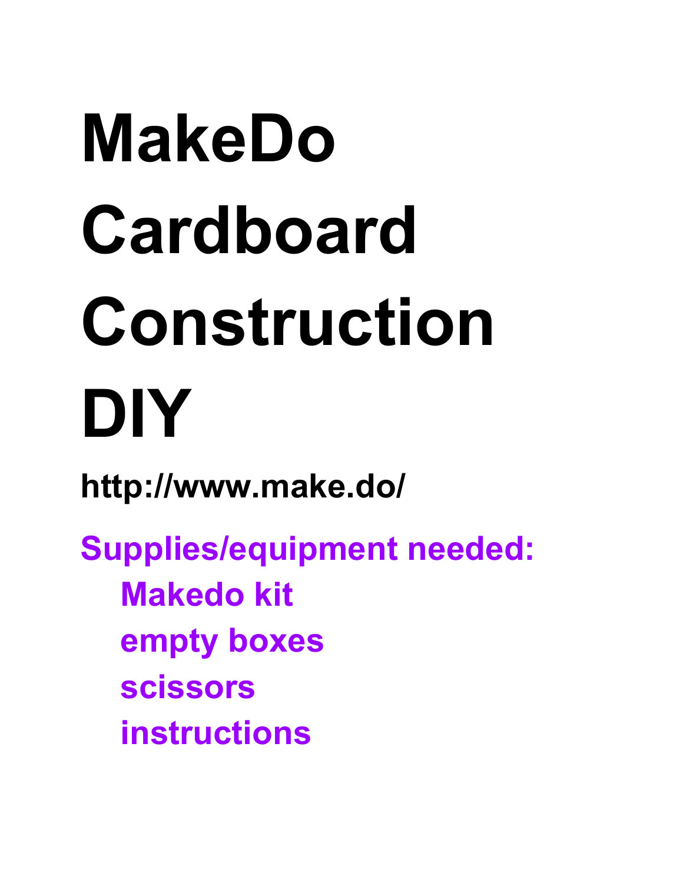# MakeDo Cardboard Construction DIY

**http://www.make.do/**

**Supplies/equipment needed:**

- **Makedo kit**
- **empty boxes**
- **scissors**
- **instructions**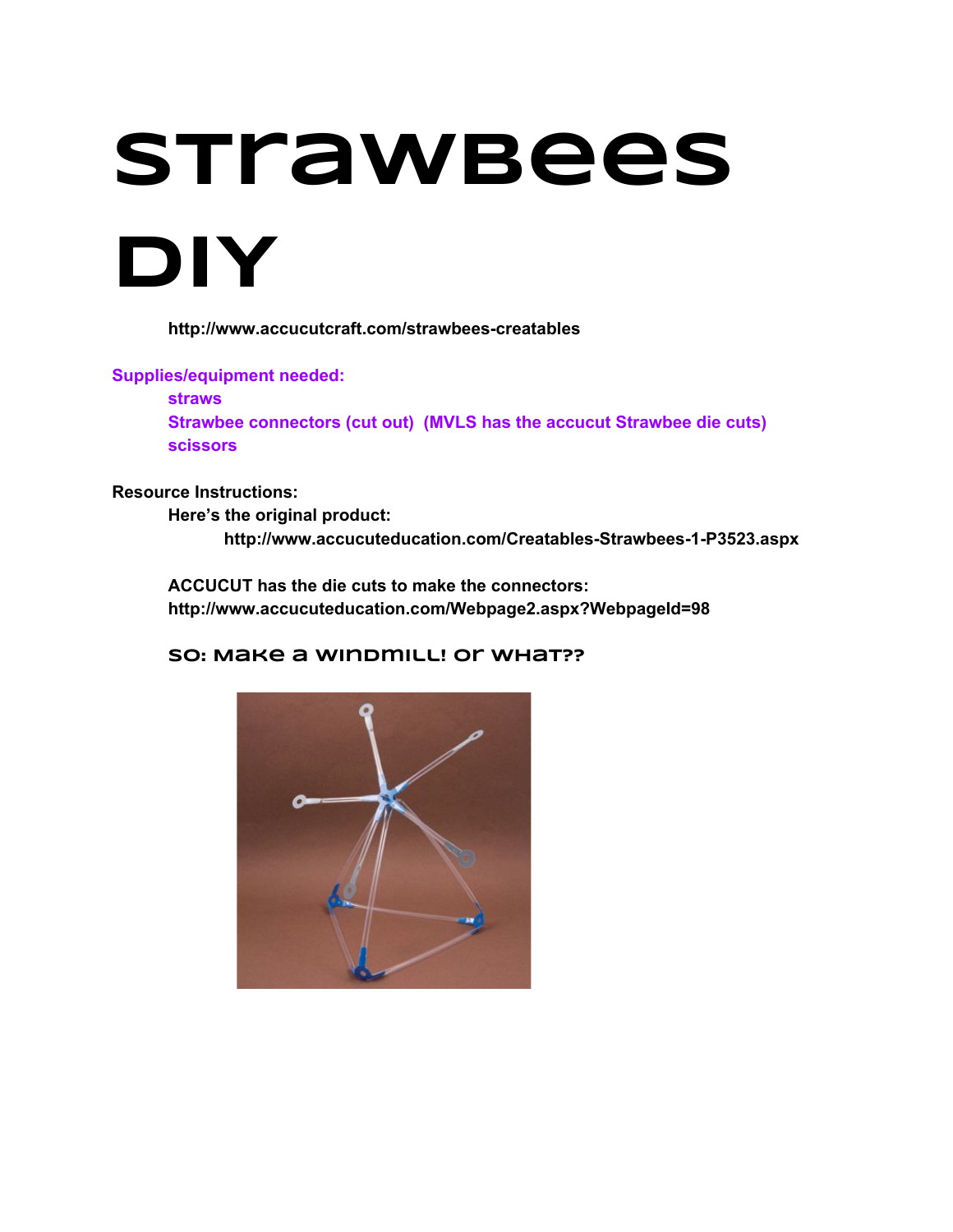# STRAWBEES DIY

http://www.accucutcraft.com/strawbees-creatables

**Supplies/equipment needed:**

- **straws**
- **Strawbee connectors (cut out) (MVLS has the accucut Strawbee die cuts)**
- **scissors**

**Resource Instructions:**

**Here's the original product:**

**http://www.accuciteducation.com/Creatables-Strawbees-1-P3523.aspx**

**ACCUCUT has the die cuts to make the connectors:**
**http://www.accuciteducation.com/Webpage2.aspx?WebpageId=98**

## SO: MAKE A WINDMILL! OR WHAT??